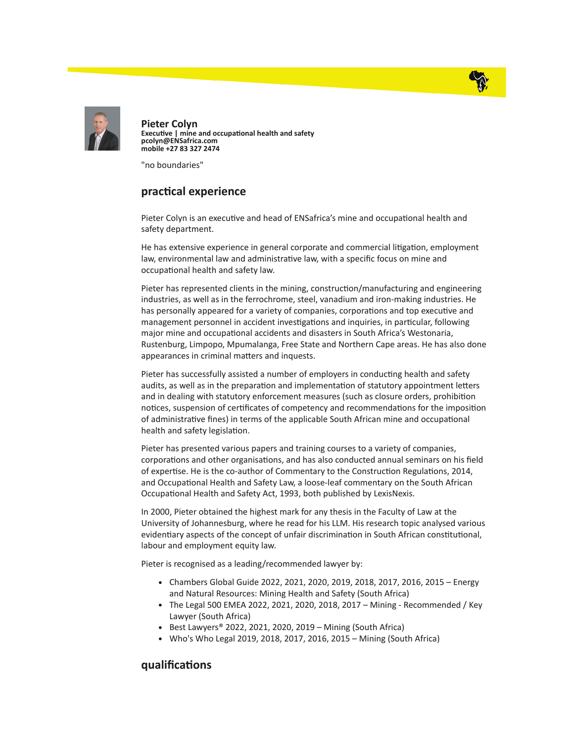**Pieter Colyn**
**Executive | mine and occupational health and safety**
**pcolyn@ENSafrica.com**
**mobile +27 83 327 2474**

"no boundaries"

## practical experience

Pieter Colyn is an executive and head of ENSafrica's mine and occupational health and safety department.

He has extensive experience in general corporate and commercial litigation, employment law, environmental law and administrative law, with a specific focus on mine and occupational health and safety law.

Pieter has represented clients in the mining, construction/manufacturing and engineering industries, as well as in the ferrochrome, steel, vanadium and iron-making industries. He has personally appeared for a variety of companies, corporations and top executive and management personnel in accident investigations and inquiries, in particular, following major mine and occupational accidents and disasters in South Africa's Westonaria, Rustenburg, Limpopo, Mpumalanga, Free State and Northern Cape areas. He has also done appearances in criminal matters and inquests.

Pieter has successfully assisted a number of employers in conducting health and safety audits, as well as in the preparation and implementation of statutory appointment letters and in dealing with statutory enforcement measures (such as closure orders, prohibition notices, suspension of certificates of competency and recommendations for the imposition of administrative fines) in terms of the applicable South African mine and occupational health and safety legislation.

Pieter has presented various papers and training courses to a variety of companies, corporations and other organisations, and has also conducted annual seminars on his field of expertise. He is the co-author of Commentary to the Construction Regulations, 2014, and Occupational Health and Safety Law, a loose-leaf commentary on the South African Occupational Health and Safety Act, 1993, both published by LexisNexis.

In 2000, Pieter obtained the highest mark for any thesis in the Faculty of Law at the University of Johannesburg, where he read for his LLM. His research topic analysed various evidentiary aspects of the concept of unfair discrimination in South African constitutional, labour and employment equity law.

Pieter is recognised as a leading/recommended lawyer by:

- Chambers Global Guide 2022, 2021, 2020, 2019, 2018, 2017, 2016, 2015 – Energy and Natural Resources: Mining Health and Safety (South Africa)
- The Legal 500 EMEA 2022, 2021, 2020, 2018, 2017 – Mining - Recommended / Key Lawyer (South Africa)
- Best Lawyers® 2022, 2021, 2020, 2019 – Mining (South Africa)
- Who's Who Legal 2019, 2018, 2017, 2016, 2015 – Mining (South Africa)

## qualifications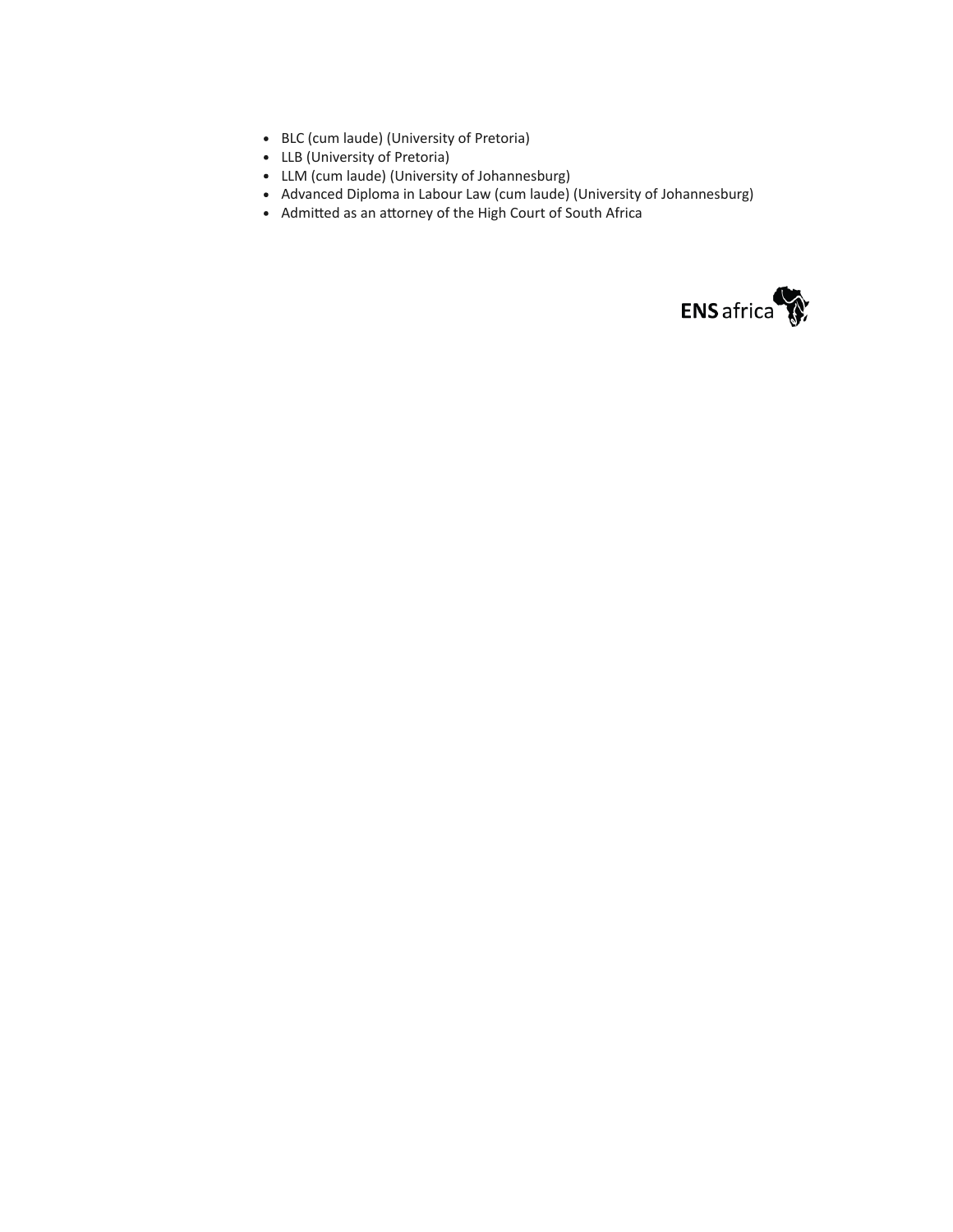- BLC (cum laude) (University of Pretoria)
- LLB (University of Pretoria)
- LLM (cum laude) (University of Johannesburg)
- Advanced Diploma in Labour Law (cum laude) (University of Johannesburg)
- Admitted as an attorney of the High Court of South Africa